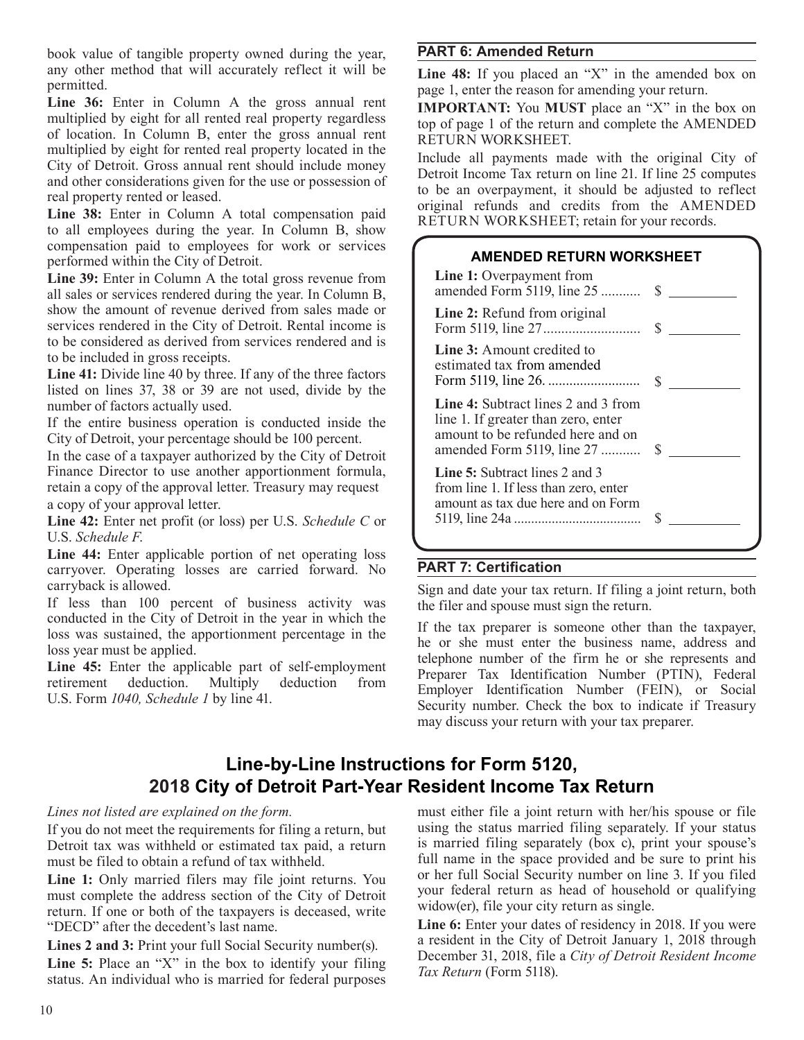book value of tangible property owned during the year, any other method that will accurately reflect it will be permitted.

**Line 36:** Enter in Column A the gross annual rent multiplied by eight for all rented real property regardless of location. In Column B, enter the gross annual rent multiplied by eight for rented real property located in the City of Detroit. Gross annual rent should include money and other considerations given for the use or possession of real property rented or leased.

**Line 38:** Enter in Column A total compensation paid to all employees during the year. In Column B, show compensation paid to employees for work or services performed within the City of Detroit.

**Line 39:** Enter in Column A the total gross revenue from all sales or services rendered during the year. In Column B, show the amount of revenue derived from sales made or services rendered in the City of Detroit. Rental income is to be considered as derived from services rendered and is to be included in gross receipts.

**Line 41:** Divide line 40 by three. If any of the three factors listed on lines 37, 38 or 39 are not used, divide by the number of factors actually used.

If the entire business operation is conducted inside the City of Detroit, your percentage should be 100 percent.

In the case of a taxpayer authorized by the City of Detroit Finance Director to use another apportionment formula, retain a copy of the approval letter. Treasury may request a copy of your approval letter.

**Line 42:** Enter net profit (or loss) per U.S. *Schedule C* or U.S. *Schedule F*.

**Line 44:** Enter applicable portion of net operating loss carryover. Operating losses are carried forward. No carryback is allowed.

If less than 100 percent of business activity was conducted in the City of Detroit in the year in which the loss was sustained, the apportionment percentage in the loss year must be applied.

**Line 45:** Enter the applicable part of self-employment retirement deduction. Multiply deduction from U.S. Form *1040, Schedule 1* by line 41.

### PART 6: Amended Return

**Line 48:** If you placed an "X" in the amended box on page 1, enter the reason for amending your return.

**IMPORTANT:** You **MUST** place an "X" in the box on top of page 1 of the return and complete the AMENDED RETURN WORKSHEET.

Include all payments made with the original City of Detroit Income Tax return on line 21. If line 25 computes to be an overpayment, it should be adjusted to reflect original refunds and credits from the AMENDED RETURN WORKSHEET; retain for your records.

**AMENDED RETURN WORKSHEET**

| | |
|---|---|
| **Line 1:** Overpayment from amended Form 5119, line 25 | $ |
| **Line 2:** Refund from original Form 5119, line 27 | $ |
| **Line 3:** Amount credited to estimated tax from amended Form 5119, line 26. | $ |
| **Line 4:** Subtract lines 2 and 3 from line 1. If greater than zero, enter amount to be refunded here and on amended Form 5119, line 27 | $ |
| **Line 5:** Subtract lines 2 and 3 from line 1. If less than zero, enter amount as tax due here and on Form 5119, line 24a | $ |

### PART 7: Certification

Sign and date your tax return. If filing a joint return, both the filer and spouse must sign the return.

If the tax preparer is someone other than the taxpayer, he or she must enter the business name, address and telephone number of the firm he or she represents and Preparer Tax Identification Number (PTIN), Federal Employer Identification Number (FEIN), or Social Security number. Check the box to indicate if Treasury may discuss your return with your tax preparer.

## Line-by-Line Instructions for Form 5120, 2018 City of Detroit Part-Year Resident Income Tax Return

*Lines not listed are explained on the form.*

If you do not meet the requirements for filing a return, but Detroit tax was withheld or estimated tax paid, a return must be filed to obtain a refund of tax withheld.

**Line 1:** Only married filers may file joint returns. You must complete the address section of the City of Detroit return. If one or both of the taxpayers is deceased, write "DECD" after the decedent's last name.

**Lines 2 and 3:** Print your full Social Security number(s).

**Line 5:** Place an "X" in the box to identify your filing status. An individual who is married for federal purposes must either file a joint return with her/his spouse or file using the status married filing separately. If your status is married filing separately (box c), print your spouse's full name in the space provided and be sure to print his or her full Social Security number on line 3. If you filed your federal return as head of household or qualifying widow(er), file your city return as single.

**Line 6:** Enter your dates of residency in 2018. If you were a resident in the City of Detroit January 1, 2018 through December 31, 2018, file a *City of Detroit Resident Income Tax Return* (Form 5118).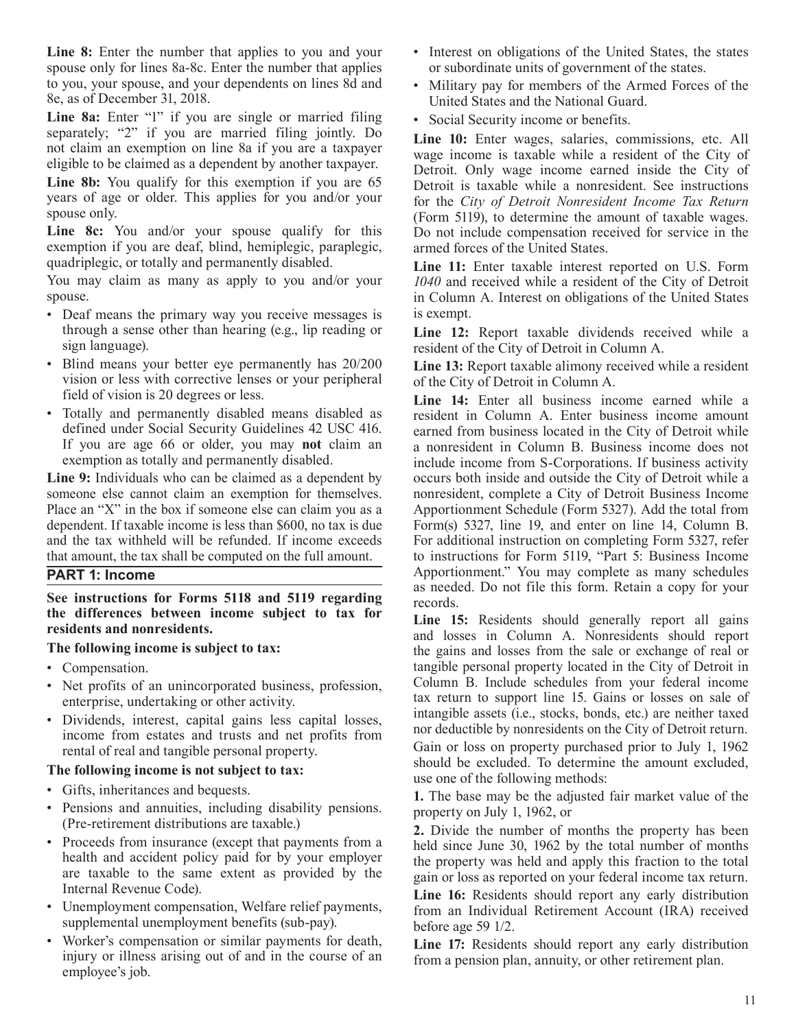**Line 8:** Enter the number that applies to you and your spouse only for lines 8a-8c. Enter the number that applies to you, your spouse, and your dependents on lines 8d and 8e, as of December 31, 2018.

**Line 8a:** Enter "1" if you are single or married filing separately; "2" if you are married filing jointly. Do not claim an exemption on line 8a if you are a taxpayer eligible to be claimed as a dependent by another taxpayer.

**Line 8b:** You qualify for this exemption if you are 65 years of age or older. This applies for you and/or your spouse only.

**Line 8c:** You and/or your spouse qualify for this exemption if you are deaf, blind, hemiplegic, paraplegic, quadriplegic, or totally and permanently disabled.

You may claim as many as apply to you and/or your spouse.

- Deaf means the primary way you receive messages is through a sense other than hearing (e.g., lip reading or sign language).
- Blind means your better eye permanently has 20/200 vision or less with corrective lenses or your peripheral field of vision is 20 degrees or less.
- Totally and permanently disabled means disabled as defined under Social Security Guidelines 42 USC 416. If you are age 66 or older, you may **not** claim an exemption as totally and permanently disabled.

**Line 9:** Individuals who can be claimed as a dependent by someone else cannot claim an exemption for themselves. Place an "X" in the box if someone else can claim you as a dependent. If taxable income is less than $600, no tax is due and the tax withheld will be refunded. If income exceeds that amount, the tax shall be computed on the full amount.

## PART 1: Income

**See instructions for Forms 5118 and 5119 regarding the differences between income subject to tax for residents and nonresidents.**

**The following income is subject to tax:**

- Compensation.
- Net profits of an unincorporated business, profession, enterprise, undertaking or other activity.
- Dividends, interest, capital gains less capital losses, income from estates and trusts and net profits from rental of real and tangible personal property.

**The following income is not subject to tax:**

- Gifts, inheritances and bequests.
- Pensions and annuities, including disability pensions. (Pre-retirement distributions are taxable.)
- Proceeds from insurance (except that payments from a health and accident policy paid for by your employer are taxable to the same extent as provided by the Internal Revenue Code).
- Unemployment compensation, Welfare relief payments, supplemental unemployment benefits (sub-pay).
- Worker's compensation or similar payments for death, injury or illness arising out of and in the course of an employee's job.
- Interest on obligations of the United States, the states or subordinate units of government of the states.
- Military pay for members of the Armed Forces of the United States and the National Guard.
- Social Security income or benefits.

**Line 10:** Enter wages, salaries, commissions, etc. All wage income is taxable while a resident of the City of Detroit. Only wage income earned inside the City of Detroit is taxable while a nonresident. See instructions for the *City of Detroit Nonresident Income Tax Return* (Form 5119), to determine the amount of taxable wages. Do not include compensation received for service in the armed forces of the United States.

**Line 11:** Enter taxable interest reported on U.S. Form *1040* and received while a resident of the City of Detroit in Column A. Interest on obligations of the United States is exempt.

**Line 12:** Report taxable dividends received while a resident of the City of Detroit in Column A.

**Line 13:** Report taxable alimony received while a resident of the City of Detroit in Column A.

**Line 14:** Enter all business income earned while a resident in Column A. Enter business income amount earned from business located in the City of Detroit while a nonresident in Column B. Business income does not include income from S-Corporations. If business activity occurs both inside and outside the City of Detroit while a nonresident, complete a City of Detroit Business Income Apportionment Schedule (Form 5327). Add the total from Form(s) 5327, line 19, and enter on line 14, Column B. For additional instruction on completing Form 5327, refer to instructions for Form 5119, "Part 5: Business Income Apportionment." You may complete as many schedules as needed. Do not file this form. Retain a copy for your records.

**Line 15:** Residents should generally report all gains and losses in Column A. Nonresidents should report the gains and losses from the sale or exchange of real or tangible personal property located in the City of Detroit in Column B. Include schedules from your federal income tax return to support line 15. Gains or losses on sale of intangible assets (i.e., stocks, bonds, etc.) are neither taxed nor deductible by nonresidents on the City of Detroit return.

Gain or loss on property purchased prior to July 1, 1962 should be excluded. To determine the amount excluded, use one of the following methods:

**1.** The base may be the adjusted fair market value of the property on July 1, 1962, or

**2.** Divide the number of months the property has been held since June 30, 1962 by the total number of months the property was held and apply this fraction to the total gain or loss as reported on your federal income tax return.

**Line 16:** Residents should report any early distribution from an Individual Retirement Account (IRA) received before age 59 1/2.

**Line 17:** Residents should report any early distribution from a pension plan, annuity, or other retirement plan.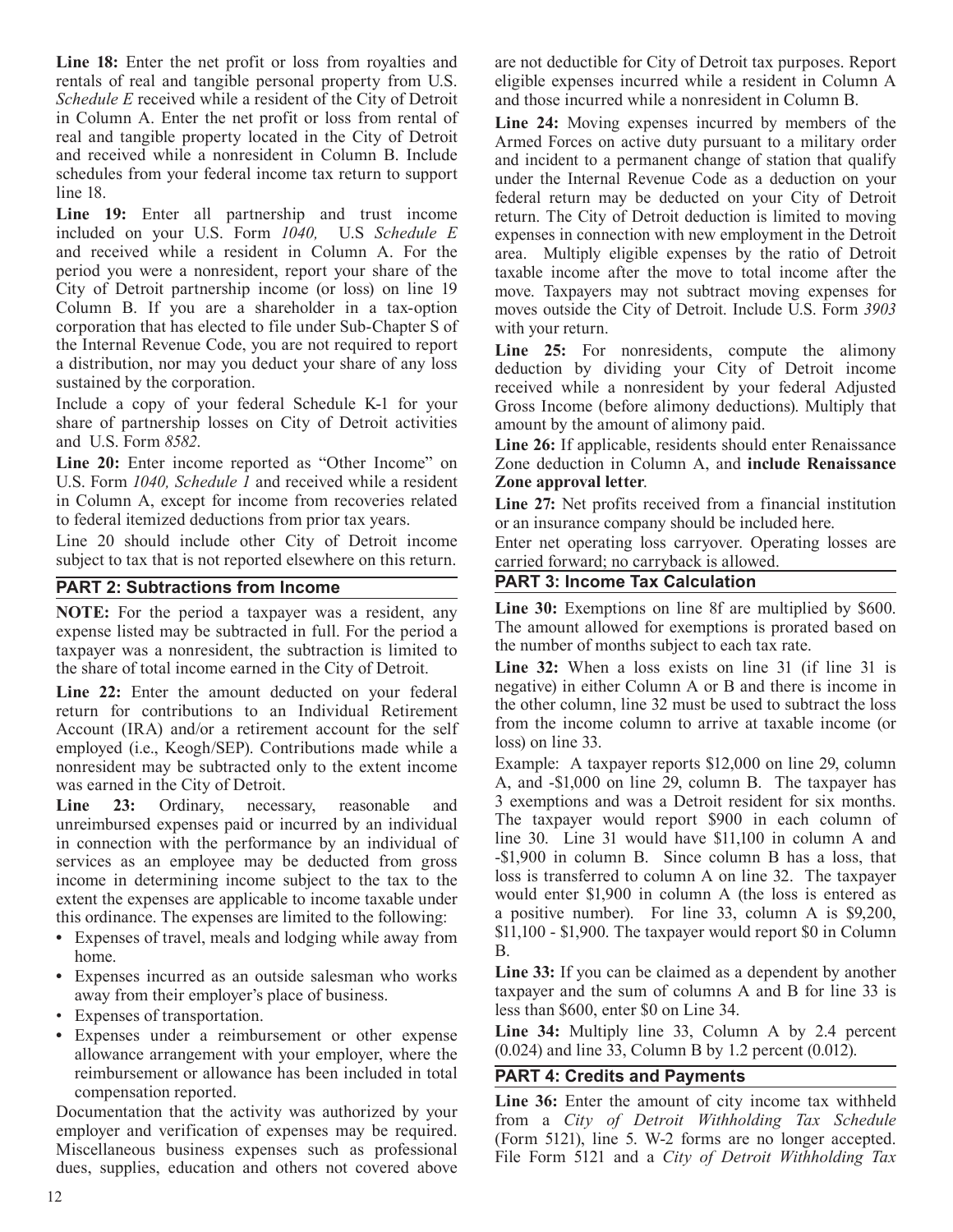**Line 18:** Enter the net profit or loss from royalties and rentals of real and tangible personal property from U.S. *Schedule E* received while a resident of the City of Detroit in Column A. Enter the net profit or loss from rental of real and tangible property located in the City of Detroit and received while a nonresident in Column B. Include schedules from your federal income tax return to support line 18.

**Line 19:** Enter all partnership and trust income included on your U.S. Form *1040,* U.S *Schedule E* and received while a resident in Column A. For the period you were a nonresident, report your share of the City of Detroit partnership income (or loss) on line 19 Column B. If you are a shareholder in a tax-option corporation that has elected to file under Sub-Chapter S of the Internal Revenue Code, you are not required to report a distribution, nor may you deduct your share of any loss sustained by the corporation.

Include a copy of your federal Schedule K-1 for your share of partnership losses on City of Detroit activities and U.S. Form *8582*.

**Line 20:** Enter income reported as "Other Income" on U.S. Form *1040, Schedule 1* and received while a resident in Column A, except for income from recoveries related to federal itemized deductions from prior tax years.

Line 20 should include other City of Detroit income subject to tax that is not reported elsewhere on this return.

## PART 2: Subtractions from Income

**NOTE:** For the period a taxpayer was a resident, any expense listed may be subtracted in full. For the period a taxpayer was a nonresident, the subtraction is limited to the share of total income earned in the City of Detroit.

**Line 22:** Enter the amount deducted on your federal return for contributions to an Individual Retirement Account (IRA) and/or a retirement account for the self employed (i.e., Keogh/SEP). Contributions made while a nonresident may be subtracted only to the extent income was earned in the City of Detroit.

**Line 23:** Ordinary, necessary, reasonable and unreimbursed expenses paid or incurred by an individual in connection with the performance by an individual of services as an employee may be deducted from gross income in determining income subject to the tax to the extent the expenses are applicable to income taxable under this ordinance. The expenses are limited to the following:

- Expenses of travel, meals and lodging while away from home.
- Expenses incurred as an outside salesman who works away from their employer's place of business.
- Expenses of transportation.
- Expenses under a reimbursement or other expense allowance arrangement with your employer, where the reimbursement or allowance has been included in total compensation reported.

Documentation that the activity was authorized by your employer and verification of expenses may be required. Miscellaneous business expenses such as professional dues, supplies, education and others not covered above are not deductible for City of Detroit tax purposes. Report eligible expenses incurred while a resident in Column A and those incurred while a nonresident in Column B.

**Line 24:** Moving expenses incurred by members of the Armed Forces on active duty pursuant to a military order and incident to a permanent change of station that qualify under the Internal Revenue Code as a deduction on your federal return may be deducted on your City of Detroit return. The City of Detroit deduction is limited to moving expenses in connection with new employment in the Detroit area. Multiply eligible expenses by the ratio of Detroit taxable income after the move to total income after the move. Taxpayers may not subtract moving expenses for moves outside the City of Detroit. Include U.S. Form *3903* with your return.

**Line 25:** For nonresidents, compute the alimony deduction by dividing your City of Detroit income received while a nonresident by your federal Adjusted Gross Income (before alimony deductions). Multiply that amount by the amount of alimony paid.

**Line 26:** If applicable, residents should enter Renaissance Zone deduction in Column A, and **include Renaissance Zone approval letter**.

**Line 27:** Net profits received from a financial institution or an insurance company should be included here.

Enter net operating loss carryover. Operating losses are carried forward; no carryback is allowed.

## PART 3: Income Tax Calculation

**Line 30:** Exemptions on line 8f are multiplied by $600. The amount allowed for exemptions is prorated based on the number of months subject to each tax rate.

**Line 32:** When a loss exists on line 31 (if line 31 is negative) in either Column A or B and there is income in the other column, line 32 must be used to subtract the loss from the income column to arrive at taxable income (or loss) on line 33.

Example: A taxpayer reports $12,000 on line 29, column A, and -$1,000 on line 29, column B. The taxpayer has 3 exemptions and was a Detroit resident for six months. The taxpayer would report $900 in each column of line 30. Line 31 would have $11,100 in column A and -$1,900 in column B. Since column B has a loss, that loss is transferred to column A on line 32. The taxpayer would enter $1,900 in column A (the loss is entered as a positive number). For line 33, column A is $9,200, $11,100 - $1,900. The taxpayer would report $0 in Column B.

**Line 33:** If you can be claimed as a dependent by another taxpayer and the sum of columns A and B for line 33 is less than $600, enter $0 on Line 34.

**Line 34:** Multiply line 33, Column A by 2.4 percent (0.024) and line 33, Column B by 1.2 percent (0.012).

## PART 4: Credits and Payments

**Line 36:** Enter the amount of city income tax withheld from a *City of Detroit Withholding Tax Schedule* (Form 5121), line 5. W-2 forms are no longer accepted. File Form 5121 and a *City of Detroit Withholding Tax*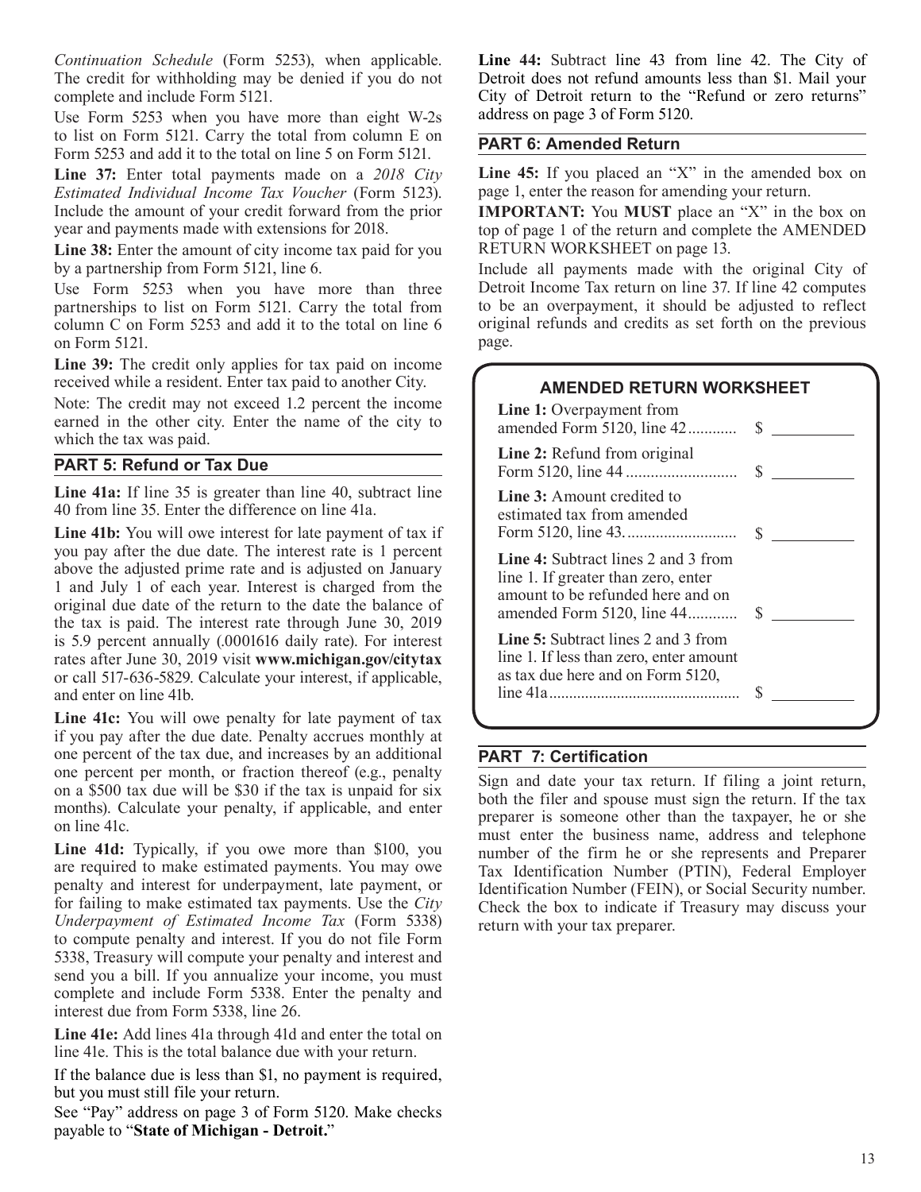*Continuation Schedule* (Form 5253), when applicable. The credit for withholding may be denied if you do not complete and include Form 5121.

Use Form 5253 when you have more than eight W-2s to list on Form 5121. Carry the total from column E on Form 5253 and add it to the total on line 5 on Form 5121.

**Line 37:** Enter total payments made on a *2018 City Estimated Individual Income Tax Voucher* (Form 5123). Include the amount of your credit forward from the prior year and payments made with extensions for 2018.

**Line 38:** Enter the amount of city income tax paid for you by a partnership from Form 5121, line 6.

Use Form 5253 when you have more than three partnerships to list on Form 5121. Carry the total from column C on Form 5253 and add it to the total on line 6 on Form 5121.

**Line 39:** The credit only applies for tax paid on income received while a resident. Enter tax paid to another City.

Note: The credit may not exceed 1.2 percent the income earned in the other city. Enter the name of the city to which the tax was paid.

## PART 5: Refund or Tax Due

**Line 41a:** If line 35 is greater than line 40, subtract line 40 from line 35. Enter the difference on line 41a.

**Line 41b:** You will owe interest for late payment of tax if you pay after the due date. The interest rate is 1 percent above the adjusted prime rate and is adjusted on January 1 and July 1 of each year. Interest is charged from the original due date of the return to the date the balance of the tax is paid. The interest rate through June 30, 2019 is 5.9 percent annually (.0001616 daily rate). For interest rates after June 30, 2019 visit **www.michigan.gov/citytax** or call 517-636-5829. Calculate your interest, if applicable, and enter on line 41b.

**Line 41c:** You will owe penalty for late payment of tax if you pay after the due date. Penalty accrues monthly at one percent of the tax due, and increases by an additional one percent per month, or fraction thereof (e.g., penalty on a $500 tax due will be $30 if the tax is unpaid for six months). Calculate your penalty, if applicable, and enter on line 41c.

**Line 41d:** Typically, if you owe more than $100, you are required to make estimated payments. You may owe penalty and interest for underpayment, late payment, or for failing to make estimated tax payments. Use the *City Underpayment of Estimated Income Tax* (Form 5338) to compute penalty and interest. If you do not file Form 5338, Treasury will compute your penalty and interest and send you a bill. If you annualize your income, you must complete and include Form 5338. Enter the penalty and interest due from Form 5338, line 26.

**Line 41e:** Add lines 41a through 41d and enter the total on line 41e. This is the total balance due with your return.

If the balance due is less than $1, no payment is required, but you must still file your return.

See "Pay" address on page 3 of Form 5120. Make checks payable to "**State of Michigan - Detroit.**"

**Line 44:** Subtract line 43 from line 42. The City of Detroit does not refund amounts less than $1. Mail your City of Detroit return to the "Refund or zero returns" address on page 3 of Form 5120.

## PART 6: Amended Return

**Line 45:** If you placed an "X" in the amended box on page 1, enter the reason for amending your return.

**IMPORTANT:** You **MUST** place an "X" in the box on top of page 1 of the return and complete the AMENDED RETURN WORKSHEET on page 13.

Include all payments made with the original City of Detroit Income Tax return on line 37. If line 42 computes to be an overpayment, it should be adjusted to reflect original refunds and credits as set forth on the previous page.

### AMENDED RETURN WORKSHEET

| | |
|---|---|
| **Line 1:** Overpayment from amended Form 5120, line 42 | $ ________ |
| **Line 2:** Refund from original Form 5120, line 44 | $ ________ |
| **Line 3:** Amount credited to estimated tax from amended Form 5120, line 43. | $ ________ |
| **Line 4:** Subtract lines 2 and 3 from line 1. If greater than zero, enter amount to be refunded here and on amended Form 5120, line 44 | $ ________ |
| **Line 5:** Subtract lines 2 and 3 from line 1. If less than zero, enter amount as tax due here and on Form 5120, line 41a | $ ________ |

## PART 7: Certification

Sign and date your tax return. If filing a joint return, both the filer and spouse must sign the return. If the tax preparer is someone other than the taxpayer, he or she must enter the business name, address and telephone number of the firm he or she represents and Preparer Tax Identification Number (PTIN), Federal Employer Identification Number (FEIN), or Social Security number. Check the box to indicate if Treasury may discuss your return with your tax preparer.